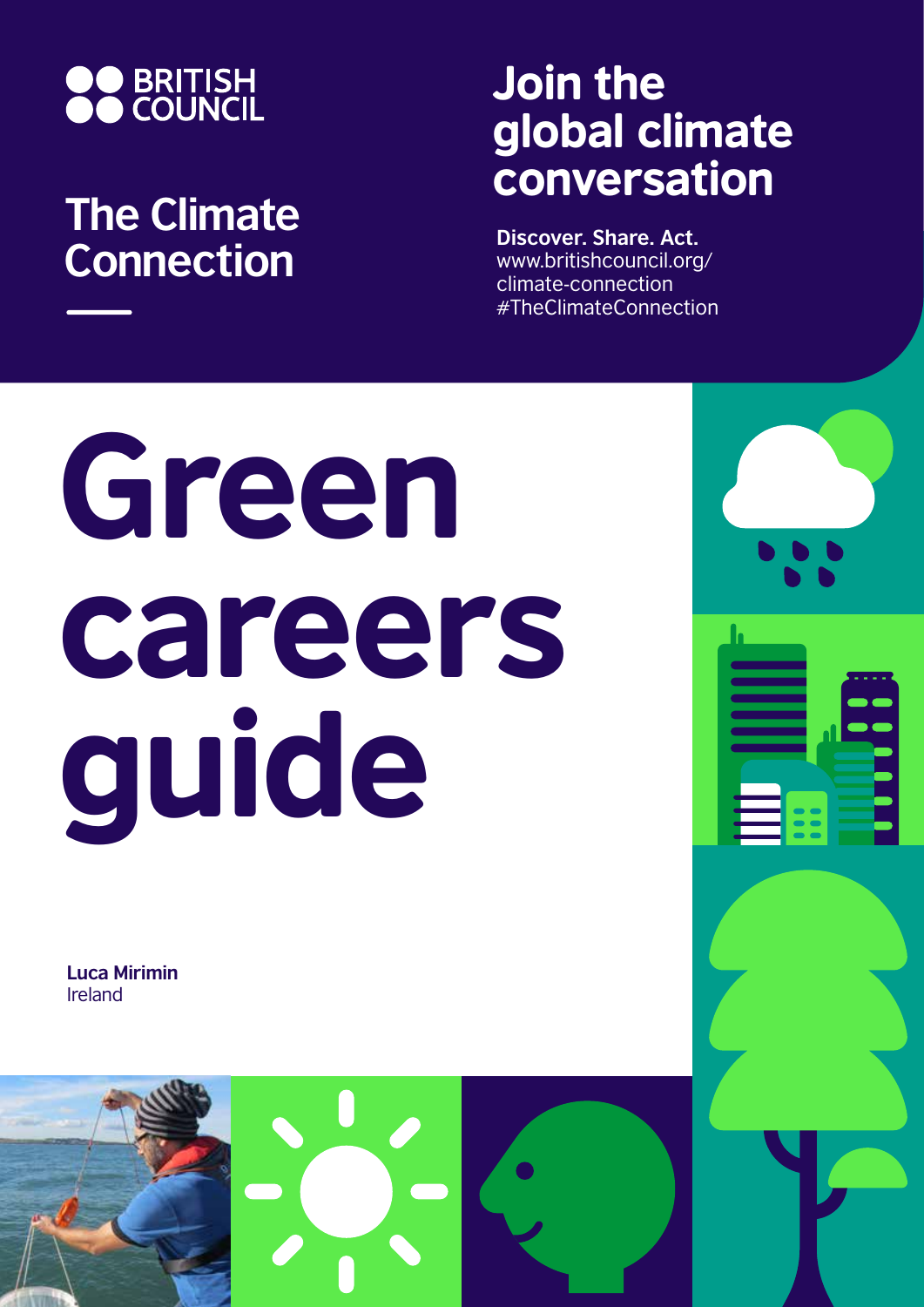BRITISH COUNCIL

## The Climate Connection

## Join the global climate conversation

**Discover. Share. Act.**
www.britishcouncil.org/climate-connection
#TheClimateConnection

# Green careers guide

**Luca Mirimin**
Ireland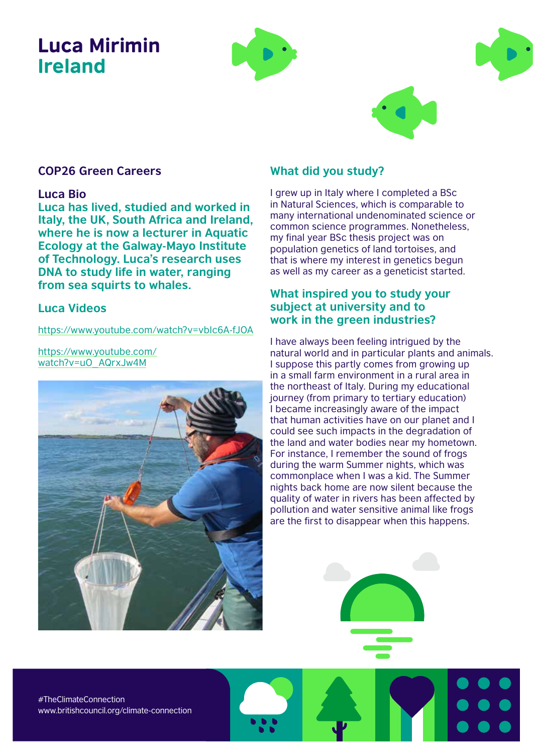# Luca Mirimin
## Ireland

### COP26 Green Careers

**Luca Bio**

**Luca has lived, studied and worked in Italy, the UK, South Africa and Ireland, where he is now a lecturer in Aquatic Ecology at the Galway-Mayo Institute of Technology. Luca's research uses DNA to study life in water, ranging from sea squirts to whales.**

### Luca Videos

https://www.youtube.com/watch?v=vblc6A-fJOA

https://www.youtube.com/watch?v=uO_AQrxJw4M

### What did you study?

I grew up in Italy where I completed a BSc in Natural Sciences, which is comparable to many international undenominated science or common science programmes. Nonetheless, my final year BSc thesis project was on population genetics of land tortoises, and that is where my interest in genetics begun as well as my career as a geneticist started.

### What inspired you to study your subject at university and to work in the green industries?

I have always been feeling intrigued by the natural world and in particular plants and animals. I suppose this partly comes from growing up in a small farm environment in a rural area in the northeast of Italy. During my educational journey (from primary to tertiary education) I became increasingly aware of the impact that human activities have on our planet and I could see such impacts in the degradation of the land and water bodies near my hometown. For instance, I remember the sound of frogs during the warm Summer nights, which was commonplace when I was a kid. The Summer nights back home are now silent because the quality of water in rivers has been affected by pollution and water sensitive animal like frogs are the first to disappear when this happens.

#TheClimateConnection
www.britishcouncil.org/climate-connection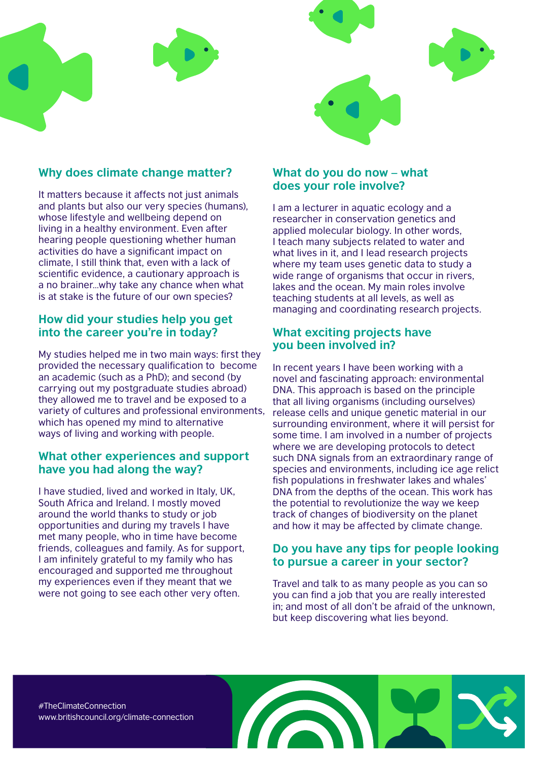## Why does climate change matter?

It matters because it affects not just animals and plants but also our very species (humans), whose lifestyle and wellbeing depend on living in a healthy environment. Even after hearing people questioning whether human activities do have a significant impact on climate, I still think that, even with a lack of scientific evidence, a cautionary approach is a no brainer...why take any chance when what is at stake is the future of our own species?

## How did your studies help you get into the career you're in today?

My studies helped me in two main ways: first they provided the necessary qualification to become an academic (such as a PhD); and second (by carrying out my postgraduate studies abroad) they allowed me to travel and be exposed to a variety of cultures and professional environments, which has opened my mind to alternative ways of living and working with people.

## What other experiences and support have you had along the way?

I have studied, lived and worked in Italy, UK, South Africa and Ireland. I mostly moved around the world thanks to study or job opportunities and during my travels I have met many people, who in time have become friends, colleagues and family. As for support, I am infinitely grateful to my family who has encouraged and supported me throughout my experiences even if they meant that we were not going to see each other very often.

## What do you do now – what does your role involve?

I am a lecturer in aquatic ecology and a researcher in conservation genetics and applied molecular biology. In other words, I teach many subjects related to water and what lives in it, and I lead research projects where my team uses genetic data to study a wide range of organisms that occur in rivers, lakes and the ocean. My main roles involve teaching students at all levels, as well as managing and coordinating research projects.

## What exciting projects have you been involved in?

In recent years I have been working with a novel and fascinating approach: environmental DNA. This approach is based on the principle that all living organisms (including ourselves) release cells and unique genetic material in our surrounding environment, where it will persist for some time. I am involved in a number of projects where we are developing protocols to detect such DNA signals from an extraordinary range of species and environments, including ice age relict fish populations in freshwater lakes and whales' DNA from the depths of the ocean. This work has the potential to revolutionize the way we keep track of changes of biodiversity on the planet and how it may be affected by climate change.

## Do you have any tips for people looking to pursue a career in your sector?

Travel and talk to as many people as you can so you can find a job that you are really interested in; and most of all don't be afraid of the unknown, but keep discovering what lies beyond.

#TheClimateConnection
www.britishcouncil.org/climate-connection